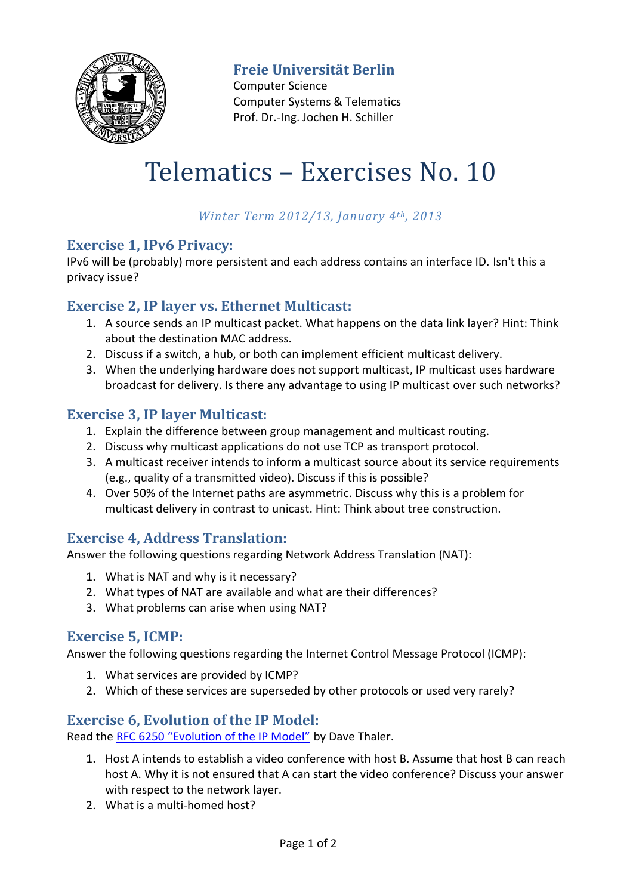**Freie Universität Berlin**
Computer Science
Computer Systems & Telematics
Prof. Dr.-Ing. Jochen H. Schiller

# Telematics – Exercises No. 10

*Winter Term 2012/13, January 4th, 2013*

## Exercise 1, IPv6 Privacy:

IPv6 will be (probably) more persistent and each address contains an interface ID. Isn't this a privacy issue?

## Exercise 2, IP layer vs. Ethernet Multicast:

1. A source sends an IP multicast packet. What happens on the data link layer? Hint: Think about the destination MAC address.
2. Discuss if a switch, a hub, or both can implement efficient multicast delivery.
3. When the underlying hardware does not support multicast, IP multicast uses hardware broadcast for delivery. Is there any advantage to using IP multicast over such networks?

## Exercise 3, IP layer Multicast:

1. Explain the difference between group management and multicast routing.
2. Discuss why multicast applications do not use TCP as transport protocol.
3. A multicast receiver intends to inform a multicast source about its service requirements (e.g., quality of a transmitted video). Discuss if this is possible?
4. Over 50% of the Internet paths are asymmetric. Discuss why this is a problem for multicast delivery in contrast to unicast. Hint: Think about tree construction.

## Exercise 4, Address Translation:

Answer the following questions regarding Network Address Translation (NAT):

1. What is NAT and why is it necessary?
2. What types of NAT are available and what are their differences?
3. What problems can arise when using NAT?

## Exercise 5, ICMP:

Answer the following questions regarding the Internet Control Message Protocol (ICMP):

1. What services are provided by ICMP?
2. Which of these services are superseded by other protocols or used very rarely?

## Exercise 6, Evolution of the IP Model:

Read the RFC 6250 "Evolution of the IP Model" by Dave Thaler.

1. Host A intends to establish a video conference with host B. Assume that host B can reach host A. Why it is not ensured that A can start the video conference? Discuss your answer with respect to the network layer.
2. What is a multi-homed host?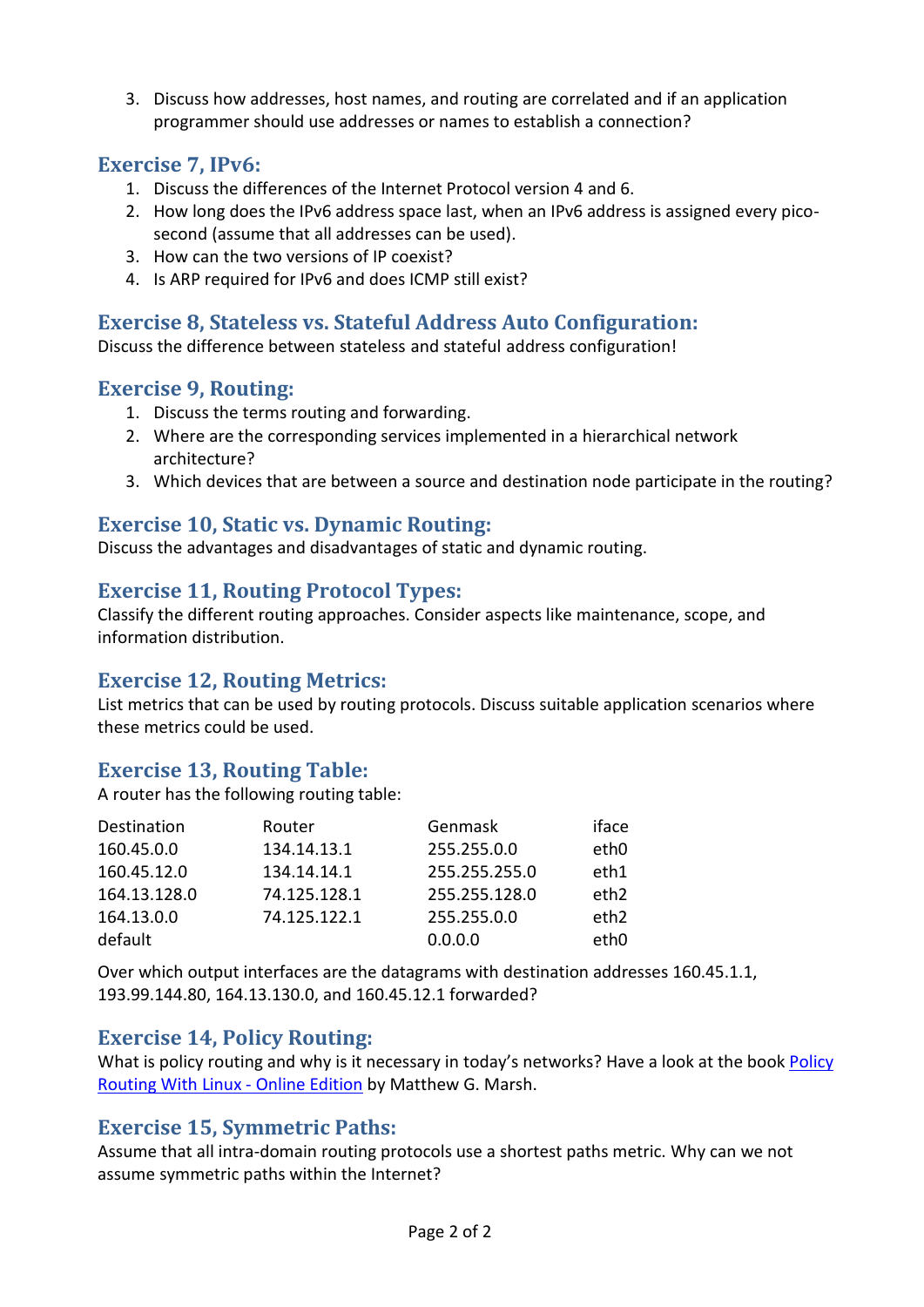3. Discuss how addresses, host names, and routing are correlated and if an application programmer should use addresses or names to establish a connection?

## Exercise 7, IPv6:

1. Discuss the differences of the Internet Protocol version 4 and 6.
2. How long does the IPv6 address space last, when an IPv6 address is assigned every pico-second (assume that all addresses can be used).
3. How can the two versions of IP coexist?
4. Is ARP required for IPv6 and does ICMP still exist?

## Exercise 8, Stateless vs. Stateful Address Auto Configuration:

Discuss the difference between stateless and stateful address configuration!

## Exercise 9, Routing:

1. Discuss the terms routing and forwarding.
2. Where are the corresponding services implemented in a hierarchical network architecture?
3. Which devices that are between a source and destination node participate in the routing?

## Exercise 10, Static vs. Dynamic Routing:

Discuss the advantages and disadvantages of static and dynamic routing.

## Exercise 11, Routing Protocol Types:

Classify the different routing approaches. Consider aspects like maintenance, scope, and information distribution.

## Exercise 12, Routing Metrics:

List metrics that can be used by routing protocols. Discuss suitable application scenarios where these metrics could be used.

## Exercise 13, Routing Table:

A router has the following routing table:

| Destination | Router | Genmask | iface |
|---|---|---|---|
| 160.45.0.0 | 134.14.13.1 | 255.255.0.0 | eth0 |
| 160.45.12.0 | 134.14.14.1 | 255.255.255.0 | eth1 |
| 164.13.128.0 | 74.125.128.1 | 255.255.128.0 | eth2 |
| 164.13.0.0 | 74.125.122.1 | 255.255.0.0 | eth2 |
| default | | 0.0.0.0 | eth0 |

Over which output interfaces are the datagrams with destination addresses 160.45.1.1, 193.99.144.80, 164.13.130.0, and 160.45.12.1 forwarded?

## Exercise 14, Policy Routing:

What is policy routing and why is it necessary in today's networks? Have a look at the book [Policy Routing With Linux - Online Edition] by Matthew G. Marsh.

## Exercise 15, Symmetric Paths:

Assume that all intra-domain routing protocols use a shortest paths metric. Why can we not assume symmetric paths within the Internet?